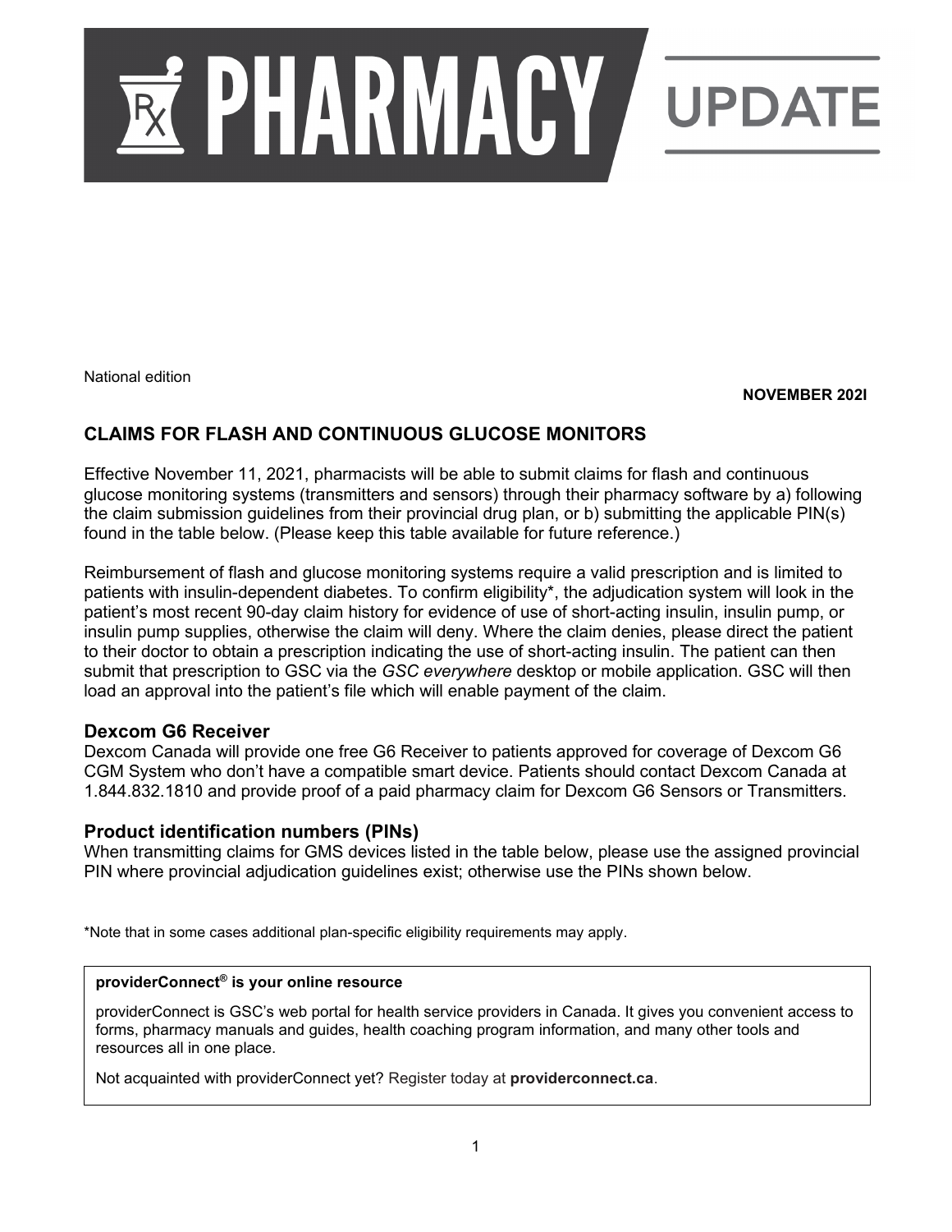# PHARMACY UPDATE

National edition

**NOVEMBER 202l**

## CLAIMS FOR FLASH AND CONTINUOUS GLUCOSE MONITORS

Effective November 11, 2021, pharmacists will be able to submit claims for flash and continuous glucose monitoring systems (transmitters and sensors) through their pharmacy software by a) following the claim submission guidelines from their provincial drug plan, or b) submitting the applicable PIN(s) found in the table below. (Please keep this table available for future reference.)

Reimbursement of flash and glucose monitoring systems require a valid prescription and is limited to patients with insulin-dependent diabetes. To confirm eligibility*, the adjudication system will look in the patient's most recent 90-day claim history for evidence of use of short-acting insulin, insulin pump, or insulin pump supplies, otherwise the claim will deny. Where the claim denies, please direct the patient to their doctor to obtain a prescription indicating the use of short-acting insulin. The patient can then submit that prescription to GSC via the *GSC everywhere* desktop or mobile application. GSC will then load an approval into the patient's file which will enable payment of the claim.

### Dexcom G6 Receiver

Dexcom Canada will provide one free G6 Receiver to patients approved for coverage of Dexcom G6 CGM System who don't have a compatible smart device. Patients should contact Dexcom Canada at 1.844.832.1810 and provide proof of a paid pharmacy claim for Dexcom G6 Sensors or Transmitters.

### Product identification numbers (PINs)

When transmitting claims for GMS devices listed in the table below, please use the assigned provincial PIN where provincial adjudication guidelines exist; otherwise use the PINs shown below.

*Note that in some cases additional plan-specific eligibility requirements may apply.

**providerConnect® is your online resource**

providerConnect is GSC's web portal for health service providers in Canada. It gives you convenient access to forms, pharmacy manuals and guides, health coaching program information, and many other tools and resources all in one place.

Not acquainted with providerConnect yet? Register today at **providerconnect.ca**.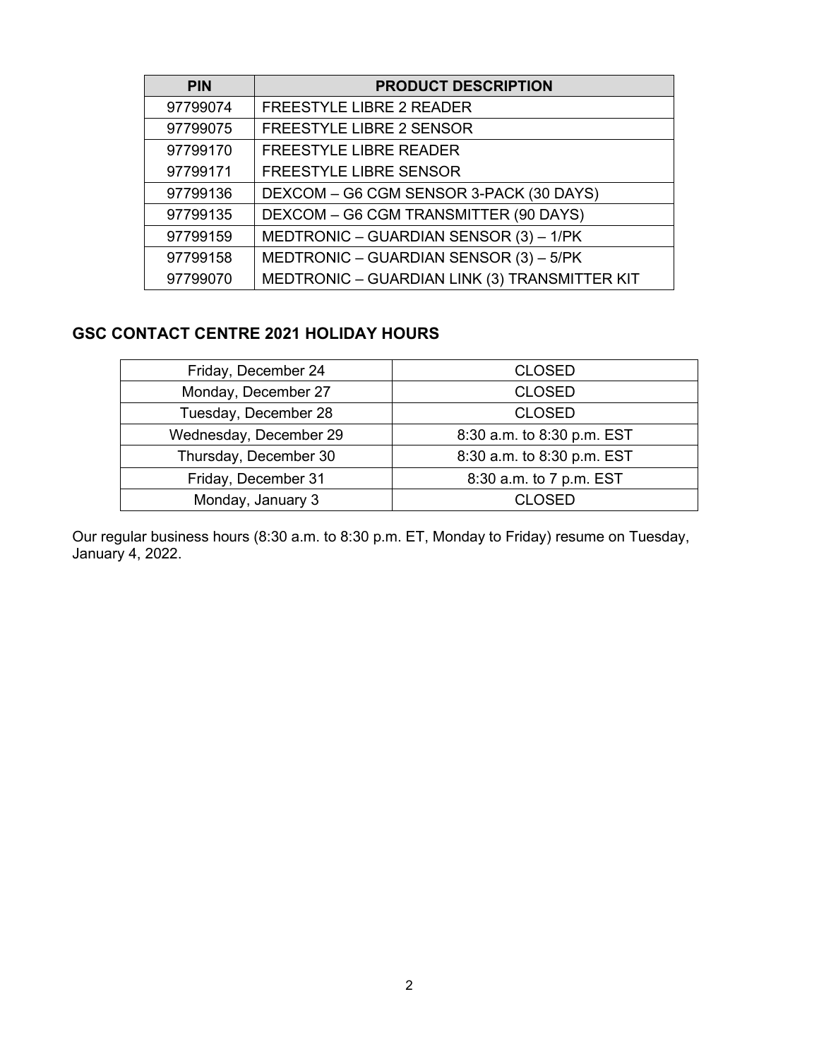| PIN | PRODUCT DESCRIPTION |
|---|---|
| 97799074 | FREESTYLE LIBRE 2 READER |
| 97799075 | FREESTYLE LIBRE 2 SENSOR |
| 97799170 | FREESTYLE LIBRE READER |
| 97799171 | FREESTYLE LIBRE SENSOR |
| 97799136 | DEXCOM – G6 CGM SENSOR 3-PACK (30 DAYS) |
| 97799135 | DEXCOM – G6 CGM TRANSMITTER (90 DAYS) |
| 97799159 | MEDTRONIC – GUARDIAN SENSOR (3) – 1/PK |
| 97799158 | MEDTRONIC – GUARDIAN SENSOR (3) – 5/PK |
| 97799070 | MEDTRONIC – GUARDIAN LINK (3) TRANSMITTER KIT |

## GSC CONTACT CENTRE 2021 HOLIDAY HOURS

| | |
|---|---|
| Friday, December 24 | CLOSED |
| Monday, December 27 | CLOSED |
| Tuesday, December 28 | CLOSED |
| Wednesday, December 29 | 8:30 a.m. to 8:30 p.m. EST |
| Thursday, December 30 | 8:30 a.m. to 8:30 p.m. EST |
| Friday, December 31 | 8:30 a.m. to 7 p.m. EST |
| Monday, January 3 | CLOSED |

Our regular business hours (8:30 a.m. to 8:30 p.m. ET, Monday to Friday) resume on Tuesday, January 4, 2022.